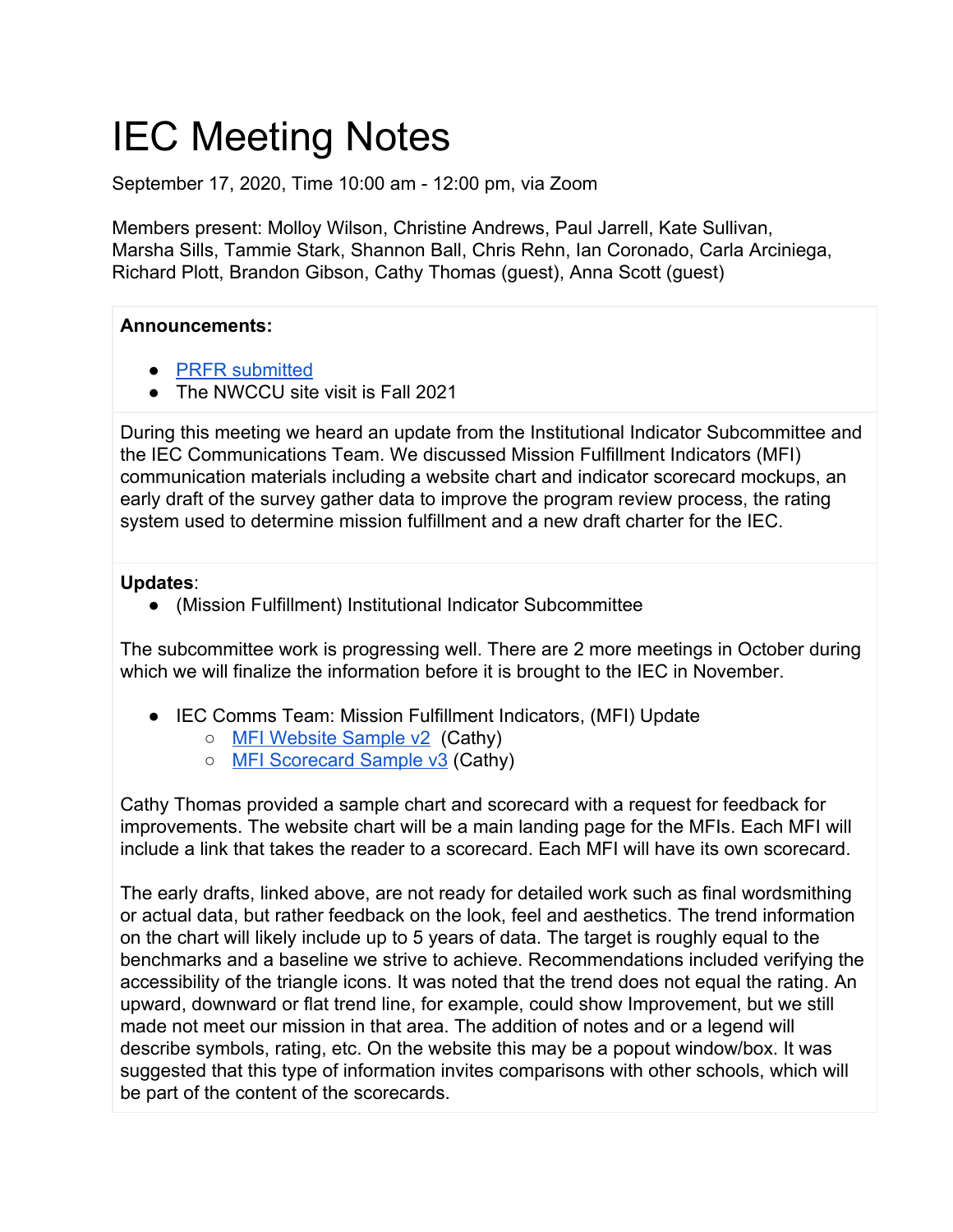# IEC Meeting Notes

September 17, 2020, Time 10:00 am - 12:00 pm, via Zoom

Members present: Molloy Wilson, Christine Andrews, Paul Jarrell, Kate Sullivan, Marsha Sills, Tammie Stark, Shannon Ball, Chris Rehn, Ian Coronado, Carla Arciniega, Richard Plott, Brandon Gibson, Cathy Thomas (guest), Anna Scott (guest)

**Announcements:**

- PRFR submitted
- The NWCCU site visit is Fall 2021

During this meeting we heard an update from the Institutional Indicator Subcommittee and the IEC Communications Team. We discussed Mission Fulfillment Indicators (MFI) communication materials including a website chart and indicator scorecard mockups, an early draft of the survey gather data to improve the program review process, the rating system used to determine mission fulfillment and a new draft charter for the IEC.

**Updates**:

- (Mission Fulfillment) Institutional Indicator Subcommittee

The subcommittee work is progressing well. There are 2 more meetings in October during which we will finalize the information before it is brought to the IEC in November.

- IEC Comms Team: Mission Fulfillment Indicators, (MFI) Update
  - MFI Website Sample v2 (Cathy)
  - MFI Scorecard Sample v3 (Cathy)

Cathy Thomas provided a sample chart and scorecard with a request for feedback for improvements. The website chart will be a main landing page for the MFIs. Each MFI will include a link that takes the reader to a scorecard. Each MFI will have its own scorecard.

The early drafts, linked above, are not ready for detailed work such as final wordsmithing or actual data, but rather feedback on the look, feel and aesthetics. The trend information on the chart will likely include up to 5 years of data. The target is roughly equal to the benchmarks and a baseline we strive to achieve. Recommendations included verifying the accessibility of the triangle icons. It was noted that the trend does not equal the rating. An upward, downward or flat trend line, for example, could show Improvement, but we still made not meet our mission in that area. The addition of notes and or a legend will describe symbols, rating, etc. On the website this may be a popout window/box. It was suggested that this type of information invites comparisons with other schools, which will be part of the content of the scorecards.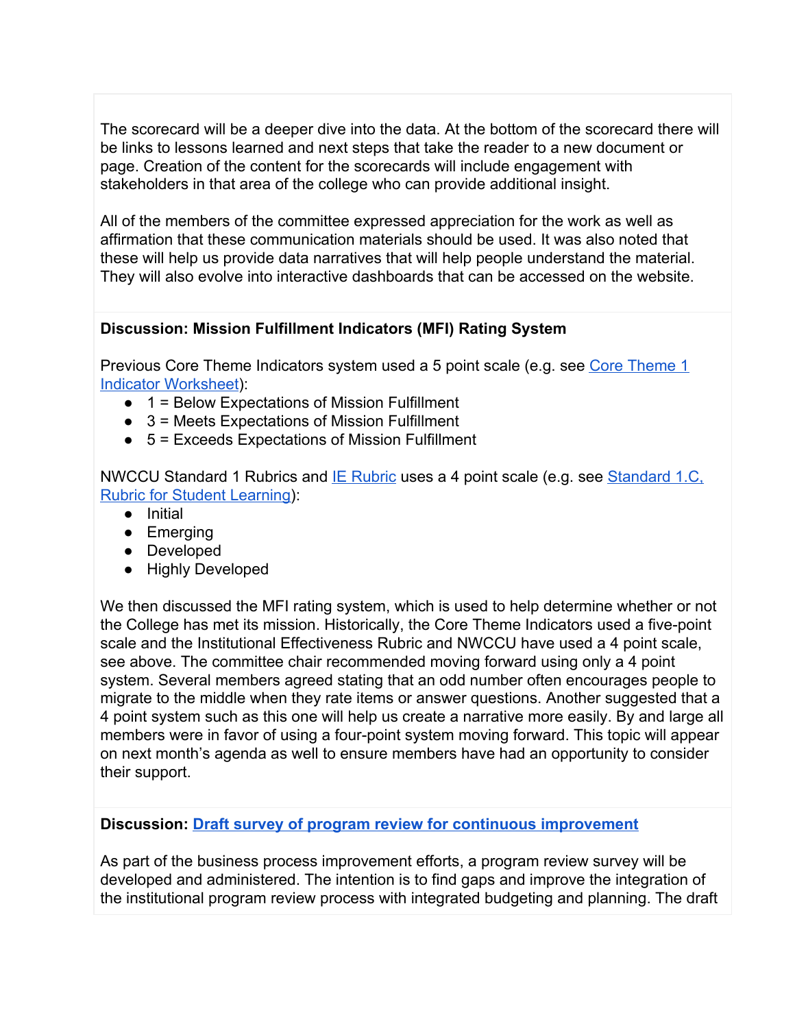The scorecard will be a deeper dive into the data. At the bottom of the scorecard there will be links to lessons learned and next steps that take the reader to a new document or page. Creation of the content for the scorecards will include engagement with stakeholders in that area of the college who can provide additional insight.

All of the members of the committee expressed appreciation for the work as well as affirmation that these communication materials should be used. It was also noted that these will help us provide data narratives that will help people understand the material. They will also evolve into interactive dashboards that can be accessed on the website.

**Discussion: Mission Fulfillment Indicators (MFI) Rating System**

Previous Core Theme Indicators system used a 5 point scale (e.g. see Core Theme 1 Indicator Worksheet):

- 1 = Below Expectations of Mission Fulfillment
- 3 = Meets Expectations of Mission Fulfillment
- 5 = Exceeds Expectations of Mission Fulfillment

NWCCU Standard 1 Rubrics and IE Rubric uses a 4 point scale (e.g. see Standard 1.C, Rubric for Student Learning):

- Initial
- Emerging
- Developed
- Highly Developed

We then discussed the MFI rating system, which is used to help determine whether or not the College has met its mission. Historically, the Core Theme Indicators used a five-point scale and the Institutional Effectiveness Rubric and NWCCU have used a 4 point scale, see above. The committee chair recommended moving forward using only a 4 point system. Several members agreed stating that an odd number often encourages people to migrate to the middle when they rate items or answer questions. Another suggested that a 4 point system such as this one will help us create a narrative more easily. By and large all members were in favor of using a four-point system moving forward. This topic will appear on next month's agenda as well to ensure members have had an opportunity to consider their support.

**Discussion: Draft survey of program review for continuous improvement**

As part of the business process improvement efforts, a program review survey will be developed and administered. The intention is to find gaps and improve the integration of the institutional program review process with integrated budgeting and planning. The draft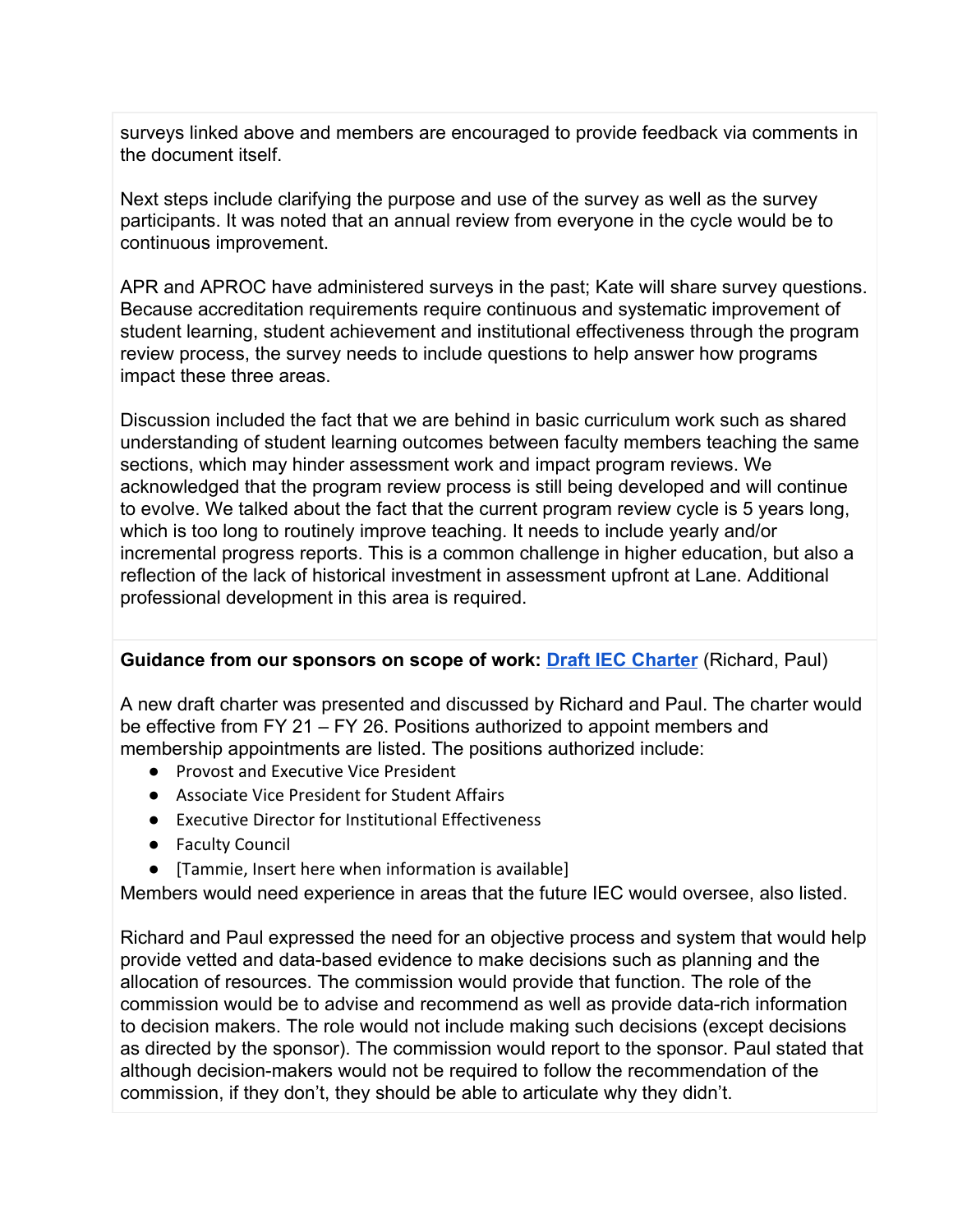surveys linked above and members are encouraged to provide feedback via comments in the document itself.

Next steps include clarifying the purpose and use of the survey as well as the survey participants. It was noted that an annual review from everyone in the cycle would be to continuous improvement.

APR and APROC have administered surveys in the past; Kate will share survey questions. Because accreditation requirements require continuous and systematic improvement of student learning, student achievement and institutional effectiveness through the program review process, the survey needs to include questions to help answer how programs impact these three areas.

Discussion included the fact that we are behind in basic curriculum work such as shared understanding of student learning outcomes between faculty members teaching the same sections, which may hinder assessment work and impact program reviews. We acknowledged that the program review process is still being developed and will continue to evolve. We talked about the fact that the current program review cycle is 5 years long, which is too long to routinely improve teaching. It needs to include yearly and/or incremental progress reports. This is a common challenge in higher education, but also a reflection of the lack of historical investment in assessment upfront at Lane. Additional professional development in this area is required.

**Guidance from our sponsors on scope of work: Draft IEC Charter** (Richard, Paul)

A new draft charter was presented and discussed by Richard and Paul. The charter would be effective from FY 21 – FY 26. Positions authorized to appoint members and membership appointments are listed. The positions authorized include:

- Provost and Executive Vice President
- Associate Vice President for Student Affairs
- Executive Director for Institutional Effectiveness
- Faculty Council
- [Tammie, Insert here when information is available]

Members would need experience in areas that the future IEC would oversee, also listed.

Richard and Paul expressed the need for an objective process and system that would help provide vetted and data-based evidence to make decisions such as planning and the allocation of resources. The commission would provide that function. The role of the commission would be to advise and recommend as well as provide data-rich information to decision makers. The role would not include making such decisions (except decisions as directed by the sponsor). The commission would report to the sponsor. Paul stated that although decision-makers would not be required to follow the recommendation of the commission, if they don't, they should be able to articulate why they didn't.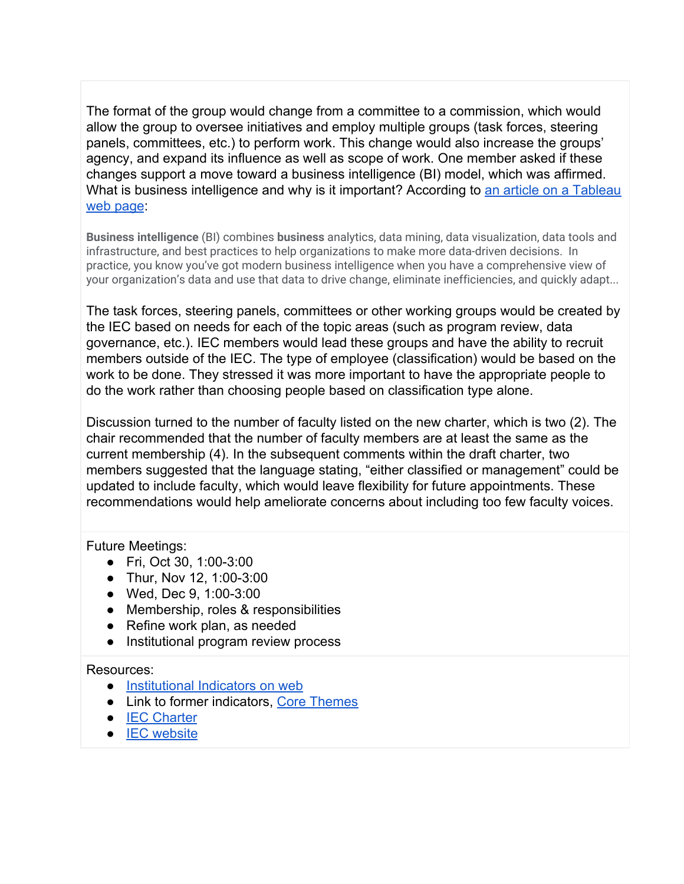The format of the group would change from a committee to a commission, which would allow the group to oversee initiatives and employ multiple groups (task forces, steering panels, committees, etc.) to perform work. This change would also increase the groups' agency, and expand its influence as well as scope of work. One member asked if these changes support a move toward a business intelligence (BI) model, which was affirmed. What is business intelligence and why is it important? According to [an article on a Tableau web page](#):

> **Business intelligence** (BI) combines **business** analytics, data mining, data visualization, data tools and infrastructure, and best practices to help organizations to make more data-driven decisions. In practice, you know you've got modern business intelligence when you have a comprehensive view of your organization's data and use that data to drive change, eliminate inefficiencies, and quickly adapt...

The task forces, steering panels, committees or other working groups would be created by the IEC based on needs for each of the topic areas (such as program review, data governance, etc.). IEC members would lead these groups and have the ability to recruit members outside of the IEC. The type of employee (classification) would be based on the work to be done. They stressed it was more important to have the appropriate people to do the work rather than choosing people based on classification type alone.

Discussion turned to the number of faculty listed on the new charter, which is two (2). The chair recommended that the number of faculty members are at least the same as the current membership (4). In the subsequent comments within the draft charter, two members suggested that the language stating, "either classified or management" could be updated to include faculty, which would leave flexibility for future appointments. These recommendations would help ameliorate concerns about including too few faculty voices.

Future Meetings:

- Fri, Oct 30, 1:00-3:00
- Thur, Nov 12, 1:00-3:00
- Wed, Dec 9, 1:00-3:00
- Membership, roles & responsibilities
- Refine work plan, as needed
- Institutional program review process

Resources:

- [Institutional Indicators on web](#)
- Link to former indicators, [Core Themes](#)
- [IEC Charter](#)
- [IEC website](#)